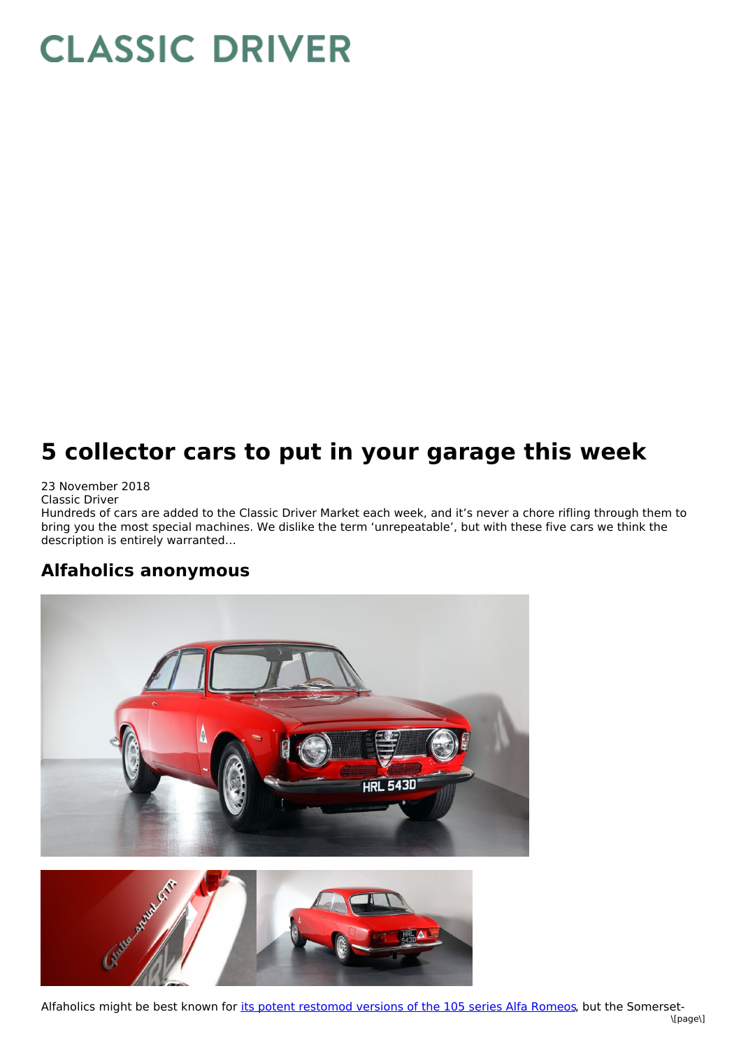# CLASSIC DRIVER

# 5 collector cars to put in your garage this week

23 November 2018
Classic Driver
Hundreds of cars are added to the Classic Driver Market each week, and it's never a chore rifling through them to bring you the most special machines. We dislike the term 'unrepeatable', but with these five cars we think the description is entirely warranted…

## Alfaholics anonymous

Alfaholics might be best known for its potent restomod versions of the 105 series Alfa Romeos, but the Somerset-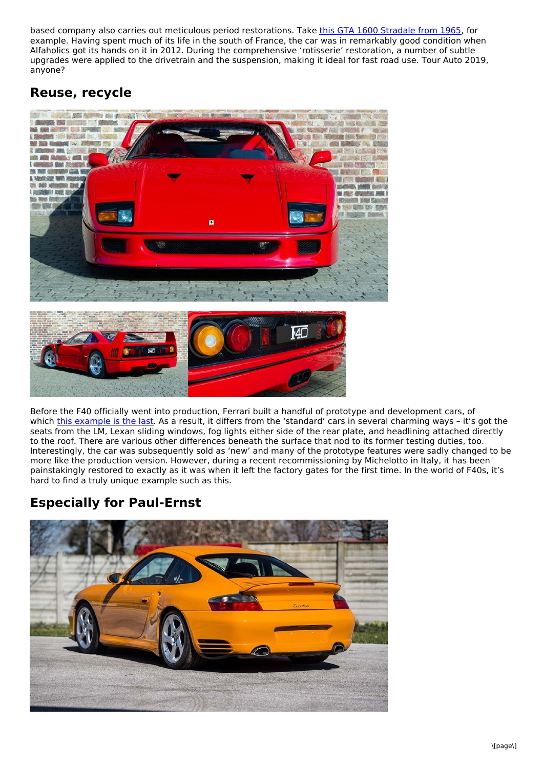based company also carries out meticulous period restorations. Take [this GTA 1600 Stradale from 1965](), for example. Having spent much of its life in the south of France, the car was in remarkably good condition when Alfaholics got its hands on it in 2012. During the comprehensive 'rotisserie' restoration, a number of subtle upgrades were applied to the drivetrain and the suspension, making it ideal for fast road use. Tour Auto 2019, anyone?

## Reuse, recycle

Before the F40 officially went into production, Ferrari built a handful of prototype and development cars, of which [this example is the last](). As a result, it differs from the 'standard' cars in several charming ways – it's got the seats from the LM, Lexan sliding windows, fog lights either side of the rear plate, and headlining attached directly to the roof. There are various other differences beneath the surface that nod to its former testing duties, too. Interestingly, the car was subsequently sold as 'new' and many of the prototype features were sadly changed to be more like the production version. However, during a recent recommissioning by Michelotto in Italy, it has been painstakingly restored to exactly as it was when it left the factory gates for the first time. In the world of F40s, it's hard to find a truly unique example such as this.

## Especially for Paul-Ernst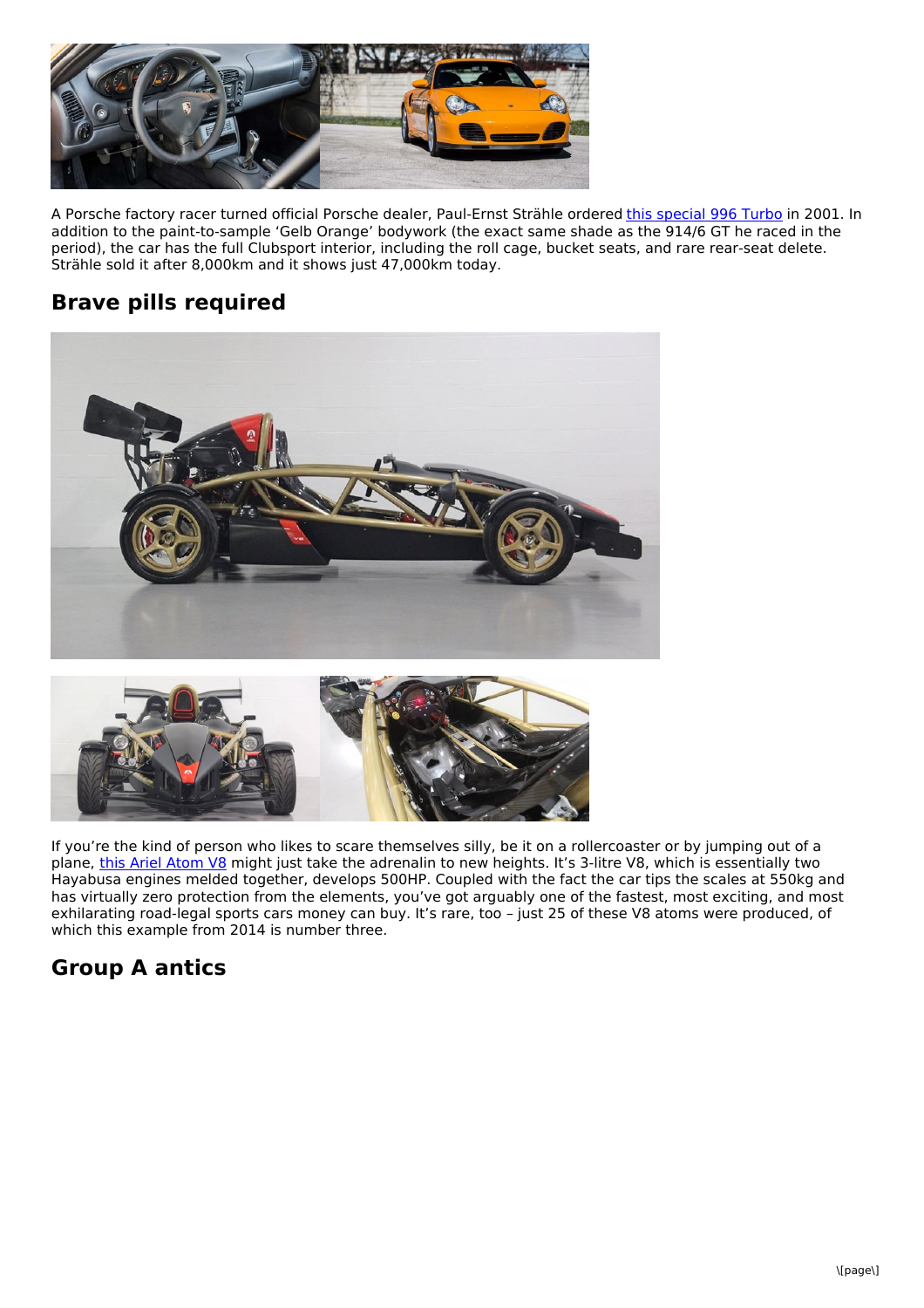A Porsche factory racer turned official Porsche dealer, Paul-Ernst Strähle ordered this special 996 Turbo in 2001. In addition to the paint-to-sample ‘Gelb Orange’ bodywork (the exact same shade as the 914/6 GT he raced in the period), the car has the full Clubsport interior, including the roll cage, bucket seats, and rare rear-seat delete. Strähle sold it after 8,000km and it shows just 47,000km today.

## Brave pills required

If you’re the kind of person who likes to scare themselves silly, be it on a rollercoaster or by jumping out of a plane, this Ariel Atom V8 might just take the adrenalin to new heights. It’s 3-litre V8, which is essentially two Hayabusa engines melded together, develops 500HP. Coupled with the fact the car tips the scales at 550kg and has virtually zero protection from the elements, you’ve got arguably one of the fastest, most exciting, and most exhilarating road-legal sports cars money can buy. It’s rare, too – just 25 of these V8 atoms were produced, of which this example from 2014 is number three.

## Group A antics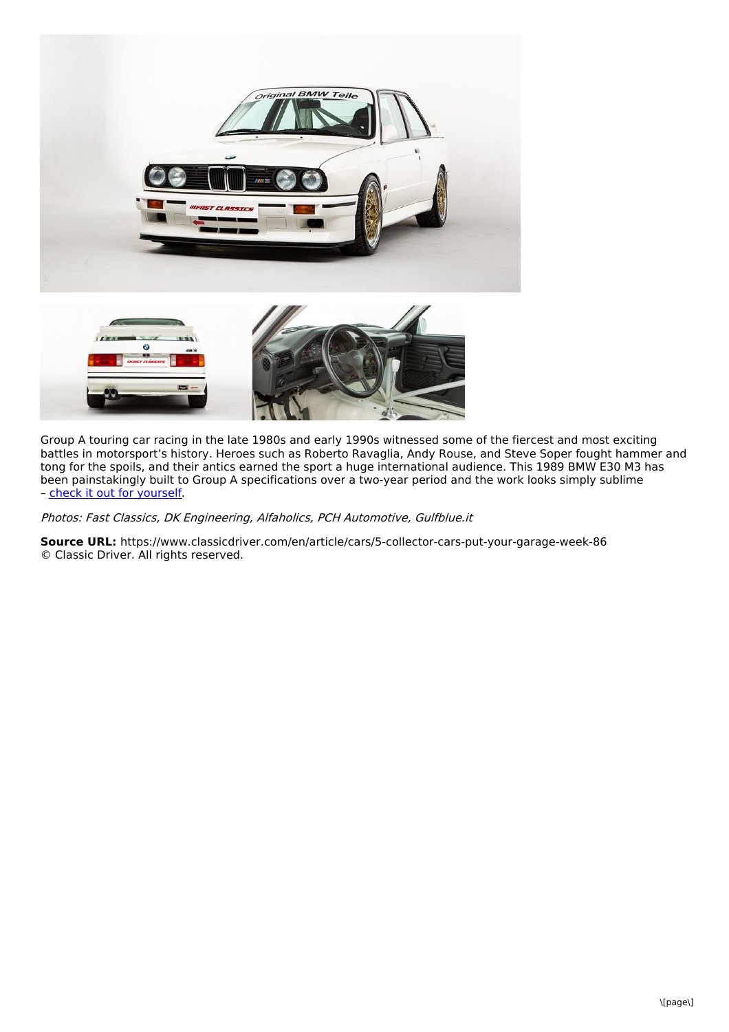Group A touring car racing in the late 1980s and early 1990s witnessed some of the fiercest and most exciting battles in motorsport's history. Heroes such as Roberto Ravaglia, Andy Rouse, and Steve Soper fought hammer and tong for the spoils, and their antics earned the sport a huge international audience. This 1989 BMW E30 M3 has been painstakingly built to Group A specifications over a two-year period and the work looks simply sublime – check it out for yourself.

*Photos: Fast Classics, DK Engineering, Alfaholics, PCH Automotive, Gulfblue.it*

**Source URL:** https://www.classicdriver.com/en/article/cars/5-collector-cars-put-your-garage-week-86
© Classic Driver. All rights reserved.